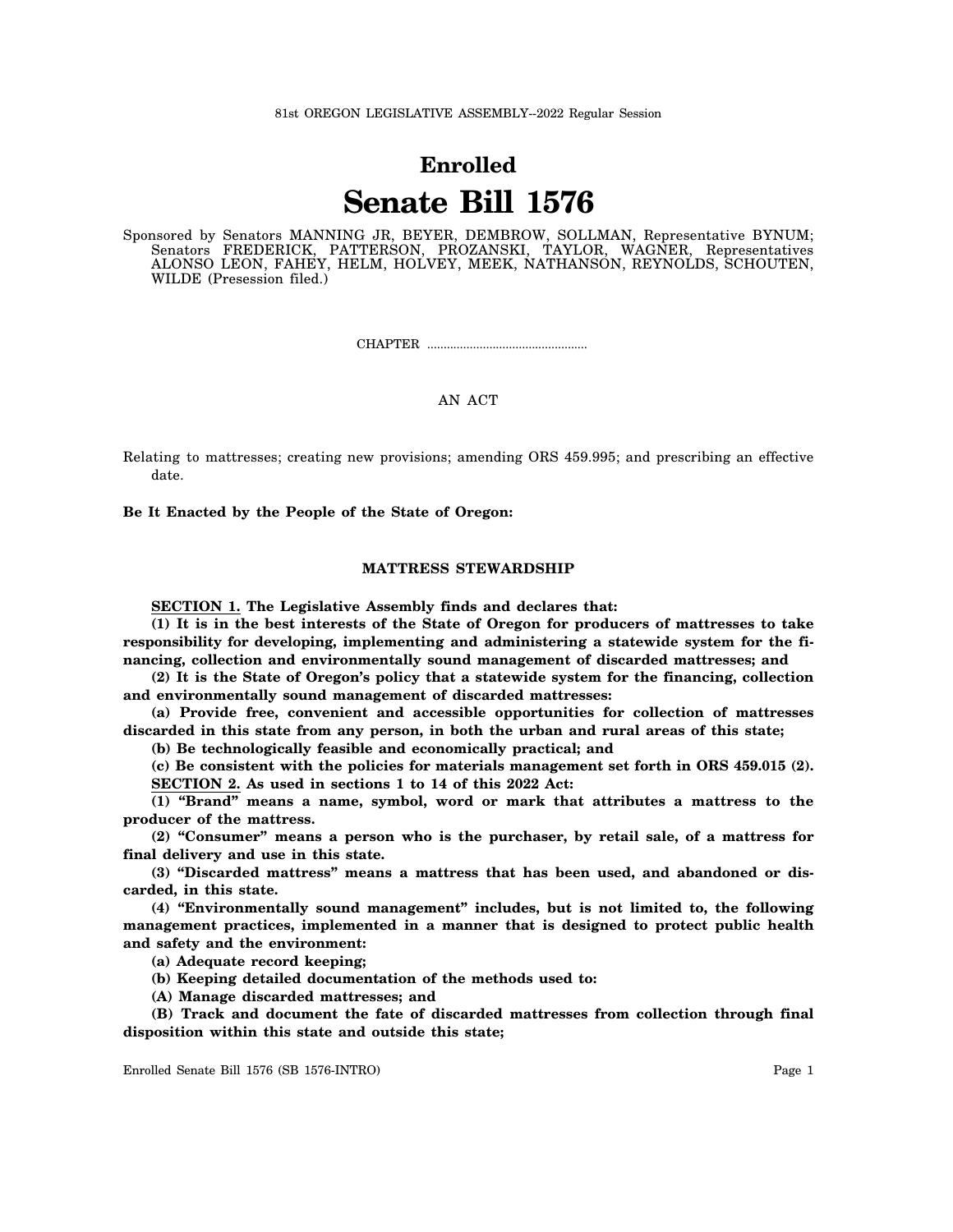81st OREGON LEGISLATIVE ASSEMBLY--2022 Regular Session

# Enrolled

# Senate Bill 1576

Sponsored by Senators MANNING JR, BEYER, DEMBROW, SOLLMAN, Representative BYNUM; Senators FREDERICK, PATTERSON, PROZANSKI, TAYLOR, WAGNER, Representatives ALONSO LEON, FAHEY, HELM, HOLVEY, MEEK, NATHANSON, REYNOLDS, SCHOUTEN, WILDE (Presession filed.)

CHAPTER .................................................

AN ACT

Relating to mattresses; creating new provisions; amending ORS 459.995; and prescribing an effective date.

**Be It Enacted by the People of the State of Oregon:**

### MATTRESS STEWARDSHIP

**SECTION 1. The Legislative Assembly finds and declares that:**

**(1) It is in the best interests of the State of Oregon for producers of mattresses to take responsibility for developing, implementing and administering a statewide system for the financing, collection and environmentally sound management of discarded mattresses; and**

**(2) It is the State of Oregon's policy that a statewide system for the financing, collection and environmentally sound management of discarded mattresses:**

**(a) Provide free, convenient and accessible opportunities for collection of mattresses discarded in this state from any person, in both the urban and rural areas of this state;**

**(b) Be technologically feasible and economically practical; and**

**(c) Be consistent with the policies for materials management set forth in ORS 459.015 (2).**

**SECTION 2. As used in sections 1 to 14 of this 2022 Act:**

**(1) "Brand" means a name, symbol, word or mark that attributes a mattress to the producer of the mattress.**

**(2) "Consumer" means a person who is the purchaser, by retail sale, of a mattress for final delivery and use in this state.**

**(3) "Discarded mattress" means a mattress that has been used, and abandoned or discarded, in this state.**

**(4) "Environmentally sound management" includes, but is not limited to, the following management practices, implemented in a manner that is designed to protect public health and safety and the environment:**

**(a) Adequate record keeping;**

**(b) Keeping detailed documentation of the methods used to:**

**(A) Manage discarded mattresses; and**

**(B) Track and document the fate of discarded mattresses from collection through final disposition within this state and outside this state;**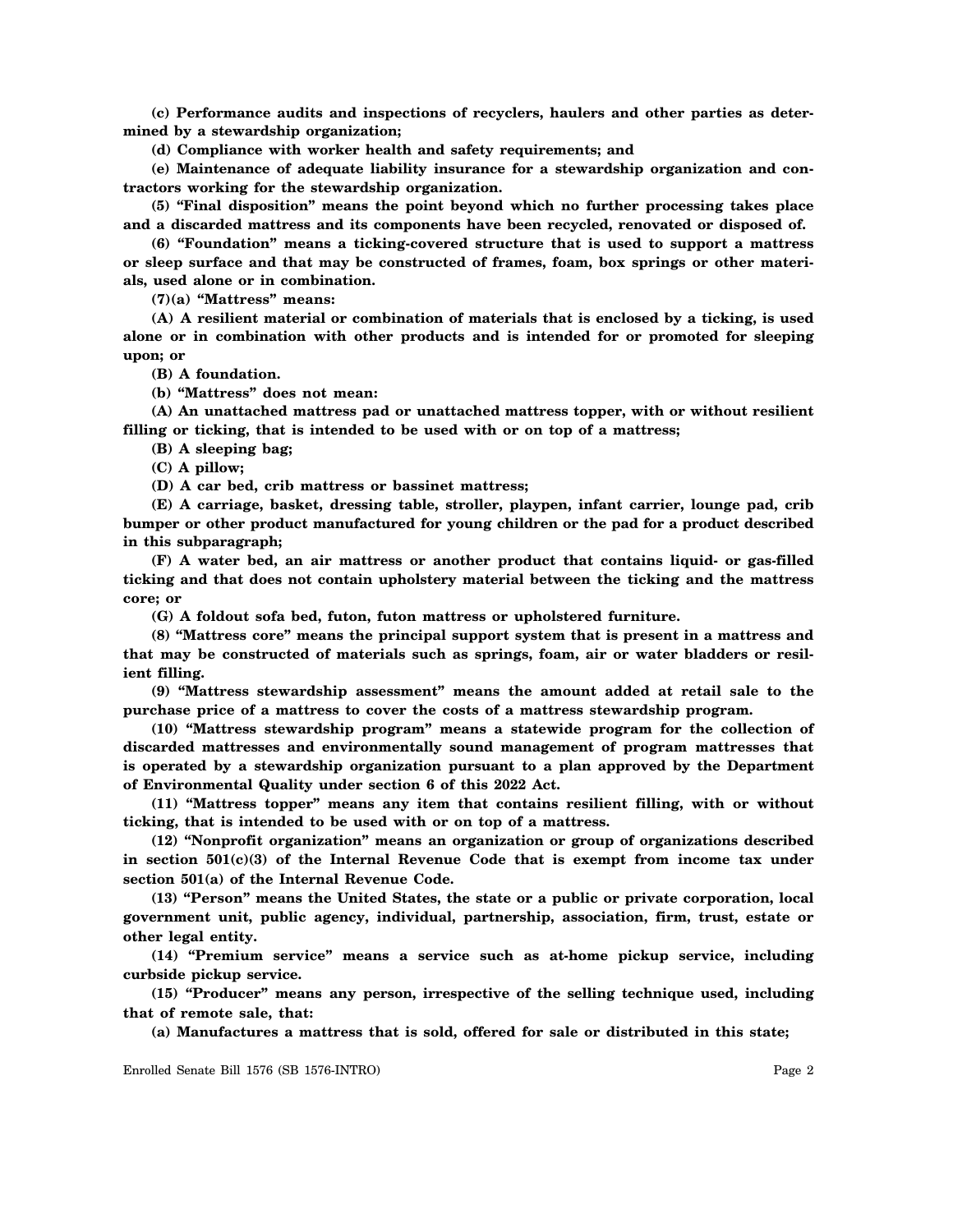**(c) Performance audits and inspections of recyclers, haulers and other parties as determined by a stewardship organization;**

**(d) Compliance with worker health and safety requirements; and**

**(e) Maintenance of adequate liability insurance for a stewardship organization and contractors working for the stewardship organization.**

**(5) "Final disposition" means the point beyond which no further processing takes place and a discarded mattress and its components have been recycled, renovated or disposed of.**

**(6) "Foundation" means a ticking-covered structure that is used to support a mattress or sleep surface and that may be constructed of frames, foam, box springs or other materials, used alone or in combination.**

**(7)(a) "Mattress" means:**

**(A) A resilient material or combination of materials that is enclosed by a ticking, is used alone or in combination with other products and is intended for or promoted for sleeping upon; or**

**(B) A foundation.**

**(b) "Mattress" does not mean:**

**(A) An unattached mattress pad or unattached mattress topper, with or without resilient filling or ticking, that is intended to be used with or on top of a mattress;**

**(B) A sleeping bag;**

**(C) A pillow;**

**(D) A car bed, crib mattress or bassinet mattress;**

**(E) A carriage, basket, dressing table, stroller, playpen, infant carrier, lounge pad, crib bumper or other product manufactured for young children or the pad for a product described in this subparagraph;**

**(F) A water bed, an air mattress or another product that contains liquid- or gas-filled ticking and that does not contain upholstery material between the ticking and the mattress core; or**

**(G) A foldout sofa bed, futon, futon mattress or upholstered furniture.**

**(8) "Mattress core" means the principal support system that is present in a mattress and that may be constructed of materials such as springs, foam, air or water bladders or resilient filling.**

**(9) "Mattress stewardship assessment" means the amount added at retail sale to the purchase price of a mattress to cover the costs of a mattress stewardship program.**

**(10) "Mattress stewardship program" means a statewide program for the collection of discarded mattresses and environmentally sound management of program mattresses that is operated by a stewardship organization pursuant to a plan approved by the Department of Environmental Quality under section 6 of this 2022 Act.**

**(11) "Mattress topper" means any item that contains resilient filling, with or without ticking, that is intended to be used with or on top of a mattress.**

**(12) "Nonprofit organization" means an organization or group of organizations described in section 501(c)(3) of the Internal Revenue Code that is exempt from income tax under section 501(a) of the Internal Revenue Code.**

**(13) "Person" means the United States, the state or a public or private corporation, local government unit, public agency, individual, partnership, association, firm, trust, estate or other legal entity.**

**(14) "Premium service" means a service such as at-home pickup service, including curbside pickup service.**

**(15) "Producer" means any person, irrespective of the selling technique used, including that of remote sale, that:**

**(a) Manufactures a mattress that is sold, offered for sale or distributed in this state;**

Enrolled Senate Bill 1576 (SB 1576-INTRO)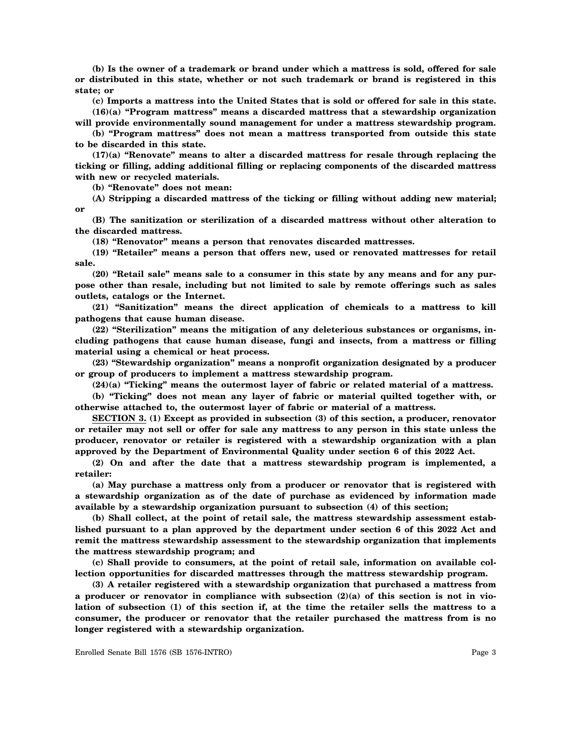**(b) Is the owner of a trademark or brand under which a mattress is sold, offered for sale or distributed in this state, whether or not such trademark or brand is registered in this state; or**

**(c) Imports a mattress into the United States that is sold or offered for sale in this state.**

**(16)(a) "Program mattress" means a discarded mattress that a stewardship organization will provide environmentally sound management for under a mattress stewardship program.**

**(b) "Program mattress" does not mean a mattress transported from outside this state to be discarded in this state.**

**(17)(a) "Renovate" means to alter a discarded mattress for resale through replacing the ticking or filling, adding additional filling or replacing components of the discarded mattress with new or recycled materials.**

**(b) "Renovate" does not mean:**

**(A) Stripping a discarded mattress of the ticking or filling without adding new material; or**

**(B) The sanitization or sterilization of a discarded mattress without other alteration to the discarded mattress.**

**(18) "Renovator" means a person that renovates discarded mattresses.**

**(19) "Retailer" means a person that offers new, used or renovated mattresses for retail sale.**

**(20) "Retail sale" means sale to a consumer in this state by any means and for any purpose other than resale, including but not limited to sale by remote offerings such as sales outlets, catalogs or the Internet.**

**(21) "Sanitization" means the direct application of chemicals to a mattress to kill pathogens that cause human disease.**

**(22) "Sterilization" means the mitigation of any deleterious substances or organisms, including pathogens that cause human disease, fungi and insects, from a mattress or filling material using a chemical or heat process.**

**(23) "Stewardship organization" means a nonprofit organization designated by a producer or group of producers to implement a mattress stewardship program.**

**(24)(a) "Ticking" means the outermost layer of fabric or related material of a mattress.**

**(b) "Ticking" does not mean any layer of fabric or material quilted together with, or otherwise attached to, the outermost layer of fabric or material of a mattress.**

**SECTION 3. (1) Except as provided in subsection (3) of this section, a producer, renovator or retailer may not sell or offer for sale any mattress to any person in this state unless the producer, renovator or retailer is registered with a stewardship organization with a plan approved by the Department of Environmental Quality under section 6 of this 2022 Act.**

**(2) On and after the date that a mattress stewardship program is implemented, a retailer:**

**(a) May purchase a mattress only from a producer or renovator that is registered with a stewardship organization as of the date of purchase as evidenced by information made available by a stewardship organization pursuant to subsection (4) of this section;**

**(b) Shall collect, at the point of retail sale, the mattress stewardship assessment established pursuant to a plan approved by the department under section 6 of this 2022 Act and remit the mattress stewardship assessment to the stewardship organization that implements the mattress stewardship program; and**

**(c) Shall provide to consumers, at the point of retail sale, information on available collection opportunities for discarded mattresses through the mattress stewardship program.**

**(3) A retailer registered with a stewardship organization that purchased a mattress from a producer or renovator in compliance with subsection (2)(a) of this section is not in violation of subsection (1) of this section if, at the time the retailer sells the mattress to a consumer, the producer or renovator that the retailer purchased the mattress from is no longer registered with a stewardship organization.**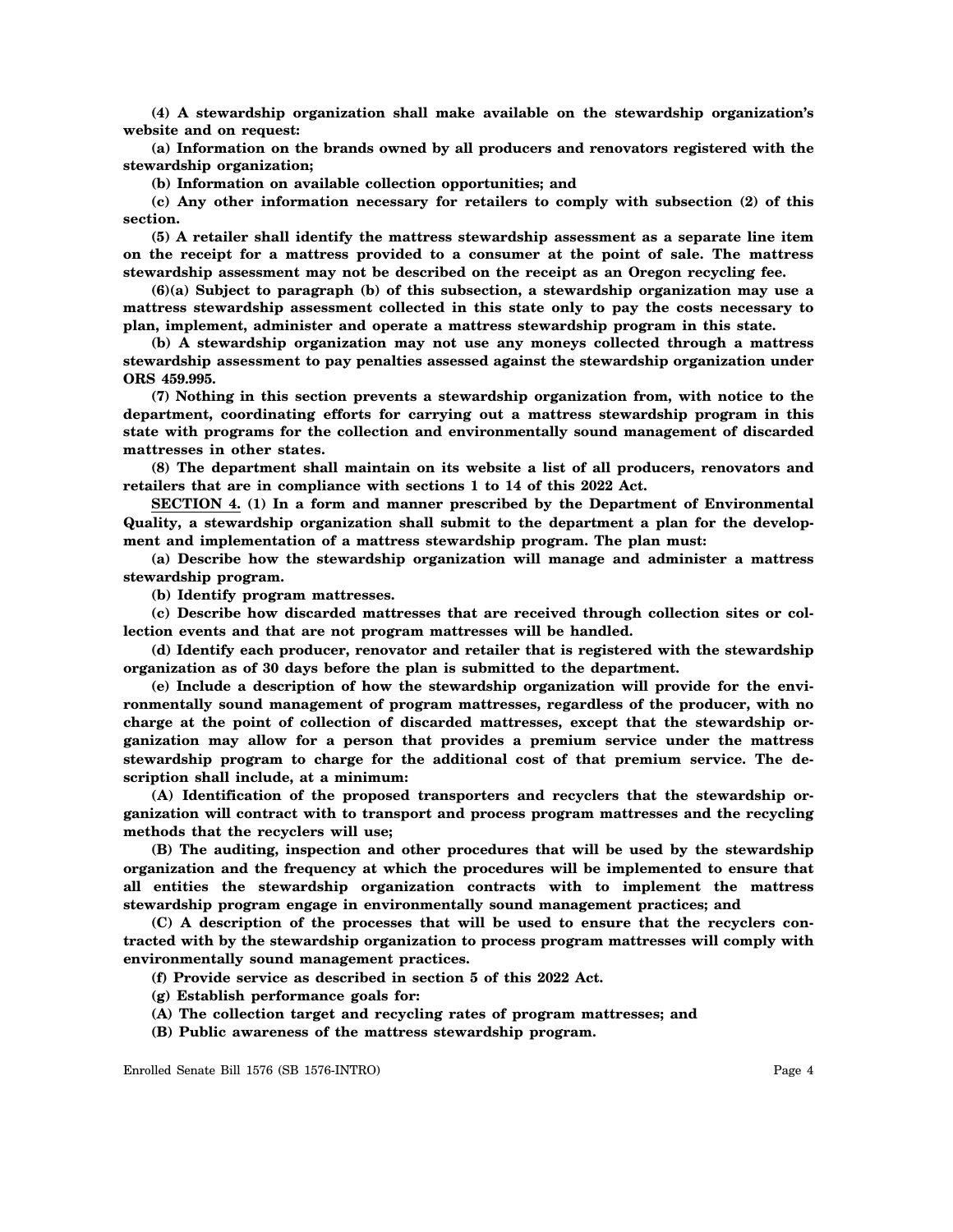**(4) A stewardship organization shall make available on the stewardship organization's website and on request:**

**(a) Information on the brands owned by all producers and renovators registered with the stewardship organization;**

**(b) Information on available collection opportunities; and**

**(c) Any other information necessary for retailers to comply with subsection (2) of this section.**

**(5) A retailer shall identify the mattress stewardship assessment as a separate line item on the receipt for a mattress provided to a consumer at the point of sale. The mattress stewardship assessment may not be described on the receipt as an Oregon recycling fee.**

**(6)(a) Subject to paragraph (b) of this subsection, a stewardship organization may use a mattress stewardship assessment collected in this state only to pay the costs necessary to plan, implement, administer and operate a mattress stewardship program in this state.**

**(b) A stewardship organization may not use any moneys collected through a mattress stewardship assessment to pay penalties assessed against the stewardship organization under ORS 459.995.**

**(7) Nothing in this section prevents a stewardship organization from, with notice to the department, coordinating efforts for carrying out a mattress stewardship program in this state with programs for the collection and environmentally sound management of discarded mattresses in other states.**

**(8) The department shall maintain on its website a list of all producers, renovators and retailers that are in compliance with sections 1 to 14 of this 2022 Act.**

**SECTION 4. (1) In a form and manner prescribed by the Department of Environmental Quality, a stewardship organization shall submit to the department a plan for the development and implementation of a mattress stewardship program. The plan must:**

**(a) Describe how the stewardship organization will manage and administer a mattress stewardship program.**

**(b) Identify program mattresses.**

**(c) Describe how discarded mattresses that are received through collection sites or collection events and that are not program mattresses will be handled.**

**(d) Identify each producer, renovator and retailer that is registered with the stewardship organization as of 30 days before the plan is submitted to the department.**

**(e) Include a description of how the stewardship organization will provide for the environmentally sound management of program mattresses, regardless of the producer, with no charge at the point of collection of discarded mattresses, except that the stewardship organization may allow for a person that provides a premium service under the mattress stewardship program to charge for the additional cost of that premium service. The description shall include, at a minimum:**

**(A) Identification of the proposed transporters and recyclers that the stewardship organization will contract with to transport and process program mattresses and the recycling methods that the recyclers will use;**

**(B) The auditing, inspection and other procedures that will be used by the stewardship organization and the frequency at which the procedures will be implemented to ensure that all entities the stewardship organization contracts with to implement the mattress stewardship program engage in environmentally sound management practices; and**

**(C) A description of the processes that will be used to ensure that the recyclers contracted with by the stewardship organization to process program mattresses will comply with environmentally sound management practices.**

**(f) Provide service as described in section 5 of this 2022 Act.**

**(g) Establish performance goals for:**

**(A) The collection target and recycling rates of program mattresses; and**

**(B) Public awareness of the mattress stewardship program.**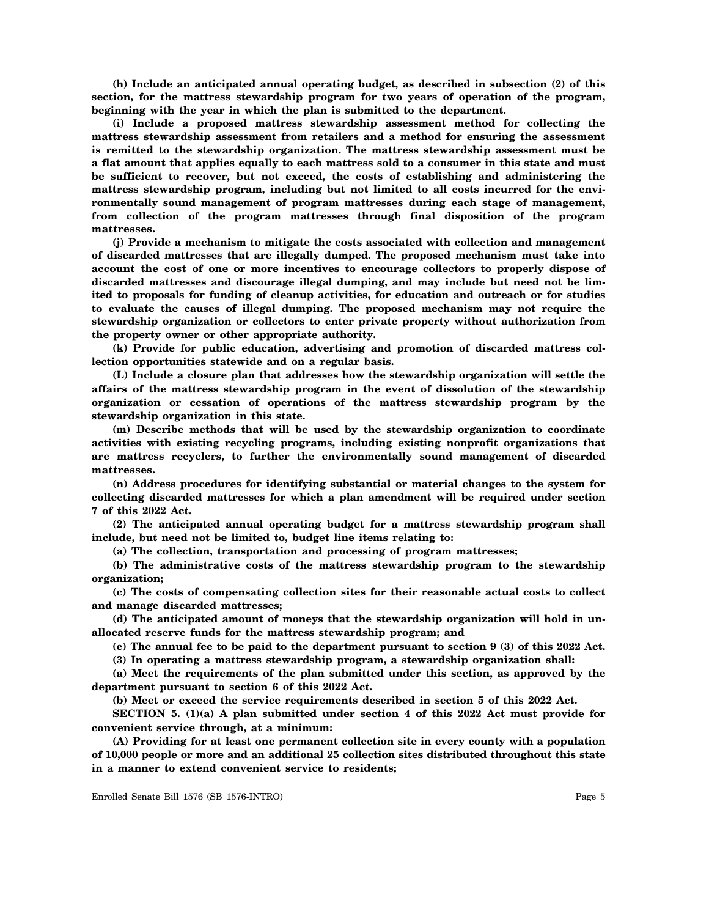**(h) Include an anticipated annual operating budget, as described in subsection (2) of this section, for the mattress stewardship program for two years of operation of the program, beginning with the year in which the plan is submitted to the department.**

**(i) Include a proposed mattress stewardship assessment method for collecting the mattress stewardship assessment from retailers and a method for ensuring the assessment is remitted to the stewardship organization. The mattress stewardship assessment must be a flat amount that applies equally to each mattress sold to a consumer in this state and must be sufficient to recover, but not exceed, the costs of establishing and administering the mattress stewardship program, including but not limited to all costs incurred for the environmentally sound management of program mattresses during each stage of management, from collection of the program mattresses through final disposition of the program mattresses.**

**(j) Provide a mechanism to mitigate the costs associated with collection and management of discarded mattresses that are illegally dumped. The proposed mechanism must take into account the cost of one or more incentives to encourage collectors to properly dispose of discarded mattresses and discourage illegal dumping, and may include but need not be limited to proposals for funding of cleanup activities, for education and outreach or for studies to evaluate the causes of illegal dumping. The proposed mechanism may not require the stewardship organization or collectors to enter private property without authorization from the property owner or other appropriate authority.**

**(k) Provide for public education, advertising and promotion of discarded mattress collection opportunities statewide and on a regular basis.**

**(L) Include a closure plan that addresses how the stewardship organization will settle the affairs of the mattress stewardship program in the event of dissolution of the stewardship organization or cessation of operations of the mattress stewardship program by the stewardship organization in this state.**

**(m) Describe methods that will be used by the stewardship organization to coordinate activities with existing recycling programs, including existing nonprofit organizations that are mattress recyclers, to further the environmentally sound management of discarded mattresses.**

**(n) Address procedures for identifying substantial or material changes to the system for collecting discarded mattresses for which a plan amendment will be required under section 7 of this 2022 Act.**

**(2) The anticipated annual operating budget for a mattress stewardship program shall include, but need not be limited to, budget line items relating to:**

**(a) The collection, transportation and processing of program mattresses;**

**(b) The administrative costs of the mattress stewardship program to the stewardship organization;**

**(c) The costs of compensating collection sites for their reasonable actual costs to collect and manage discarded mattresses;**

**(d) The anticipated amount of moneys that the stewardship organization will hold in unallocated reserve funds for the mattress stewardship program; and**

**(e) The annual fee to be paid to the department pursuant to section 9 (3) of this 2022 Act.**

**(3) In operating a mattress stewardship program, a stewardship organization shall:**

**(a) Meet the requirements of the plan submitted under this section, as approved by the department pursuant to section 6 of this 2022 Act.**

**(b) Meet or exceed the service requirements described in section 5 of this 2022 Act.**

**SECTION 5. (1)(a) A plan submitted under section 4 of this 2022 Act must provide for convenient service through, at a minimum:**

**(A) Providing for at least one permanent collection site in every county with a population of 10,000 people or more and an additional 25 collection sites distributed throughout this state in a manner to extend convenient service to residents;**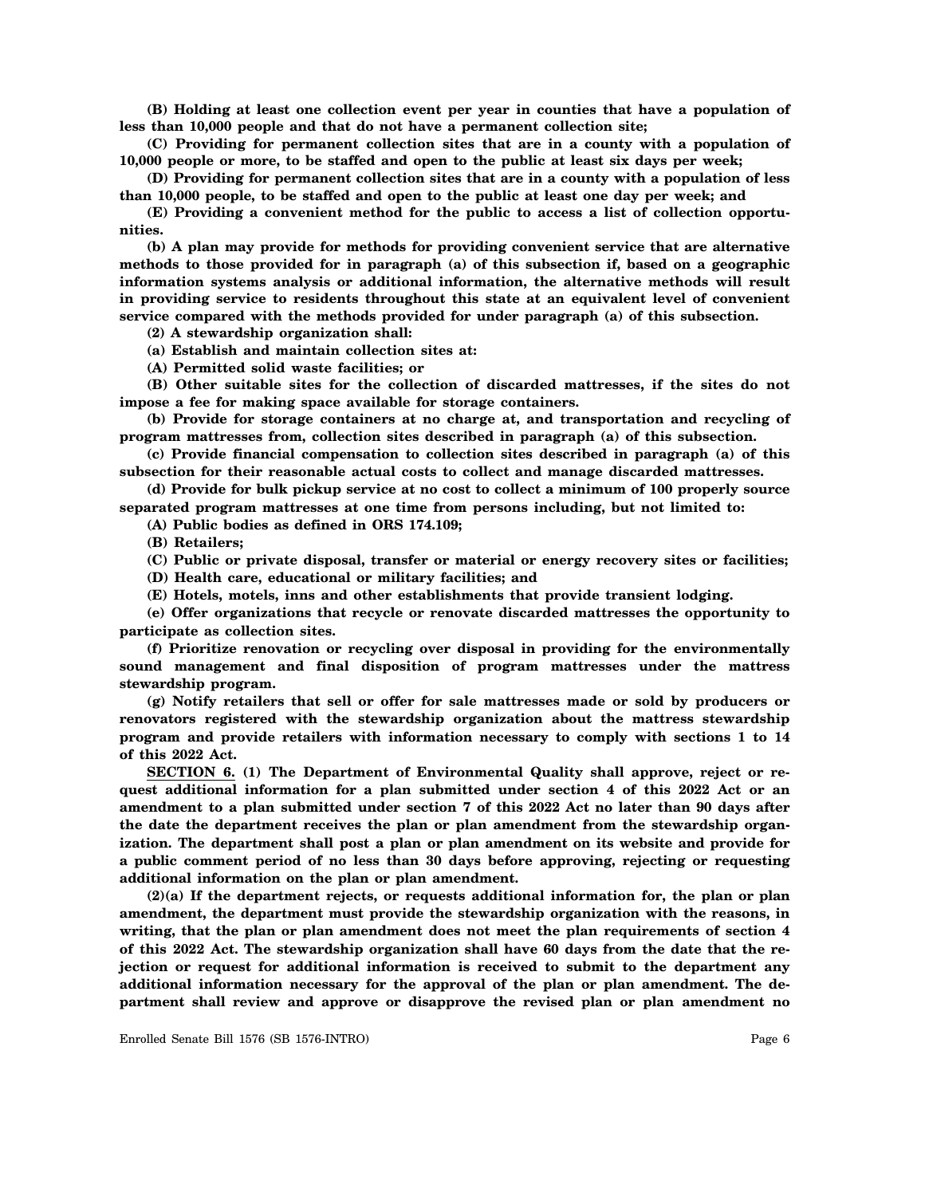**(B) Holding at least one collection event per year in counties that have a population of less than 10,000 people and that do not have a permanent collection site;**

**(C) Providing for permanent collection sites that are in a county with a population of 10,000 people or more, to be staffed and open to the public at least six days per week;**

**(D) Providing for permanent collection sites that are in a county with a population of less than 10,000 people, to be staffed and open to the public at least one day per week; and**

**(E) Providing a convenient method for the public to access a list of collection opportunities.**

**(b) A plan may provide for methods for providing convenient service that are alternative methods to those provided for in paragraph (a) of this subsection if, based on a geographic information systems analysis or additional information, the alternative methods will result in providing service to residents throughout this state at an equivalent level of convenient service compared with the methods provided for under paragraph (a) of this subsection.**

**(2) A stewardship organization shall:**

**(a) Establish and maintain collection sites at:**

**(A) Permitted solid waste facilities; or**

**(B) Other suitable sites for the collection of discarded mattresses, if the sites do not impose a fee for making space available for storage containers.**

**(b) Provide for storage containers at no charge at, and transportation and recycling of program mattresses from, collection sites described in paragraph (a) of this subsection.**

**(c) Provide financial compensation to collection sites described in paragraph (a) of this subsection for their reasonable actual costs to collect and manage discarded mattresses.**

**(d) Provide for bulk pickup service at no cost to collect a minimum of 100 properly source separated program mattresses at one time from persons including, but not limited to:**

**(A) Public bodies as defined in ORS 174.109;**

**(B) Retailers;**

**(C) Public or private disposal, transfer or material or energy recovery sites or facilities;**

**(D) Health care, educational or military facilities; and**

**(E) Hotels, motels, inns and other establishments that provide transient lodging.**

**(e) Offer organizations that recycle or renovate discarded mattresses the opportunity to participate as collection sites.**

**(f) Prioritize renovation or recycling over disposal in providing for the environmentally sound management and final disposition of program mattresses under the mattress stewardship program.**

**(g) Notify retailers that sell or offer for sale mattresses made or sold by producers or renovators registered with the stewardship organization about the mattress stewardship program and provide retailers with information necessary to comply with sections 1 to 14 of this 2022 Act.**

**SECTION 6. (1) The Department of Environmental Quality shall approve, reject or request additional information for a plan submitted under section 4 of this 2022 Act or an amendment to a plan submitted under section 7 of this 2022 Act no later than 90 days after the date the department receives the plan or plan amendment from the stewardship organization. The department shall post a plan or plan amendment on its website and provide for a public comment period of no less than 30 days before approving, rejecting or requesting additional information on the plan or plan amendment.**

**(2)(a) If the department rejects, or requests additional information for, the plan or plan amendment, the department must provide the stewardship organization with the reasons, in writing, that the plan or plan amendment does not meet the plan requirements of section 4 of this 2022 Act. The stewardship organization shall have 60 days from the date that the rejection or request for additional information is received to submit to the department any additional information necessary for the approval of the plan or plan amendment. The department shall review and approve or disapprove the revised plan or plan amendment no**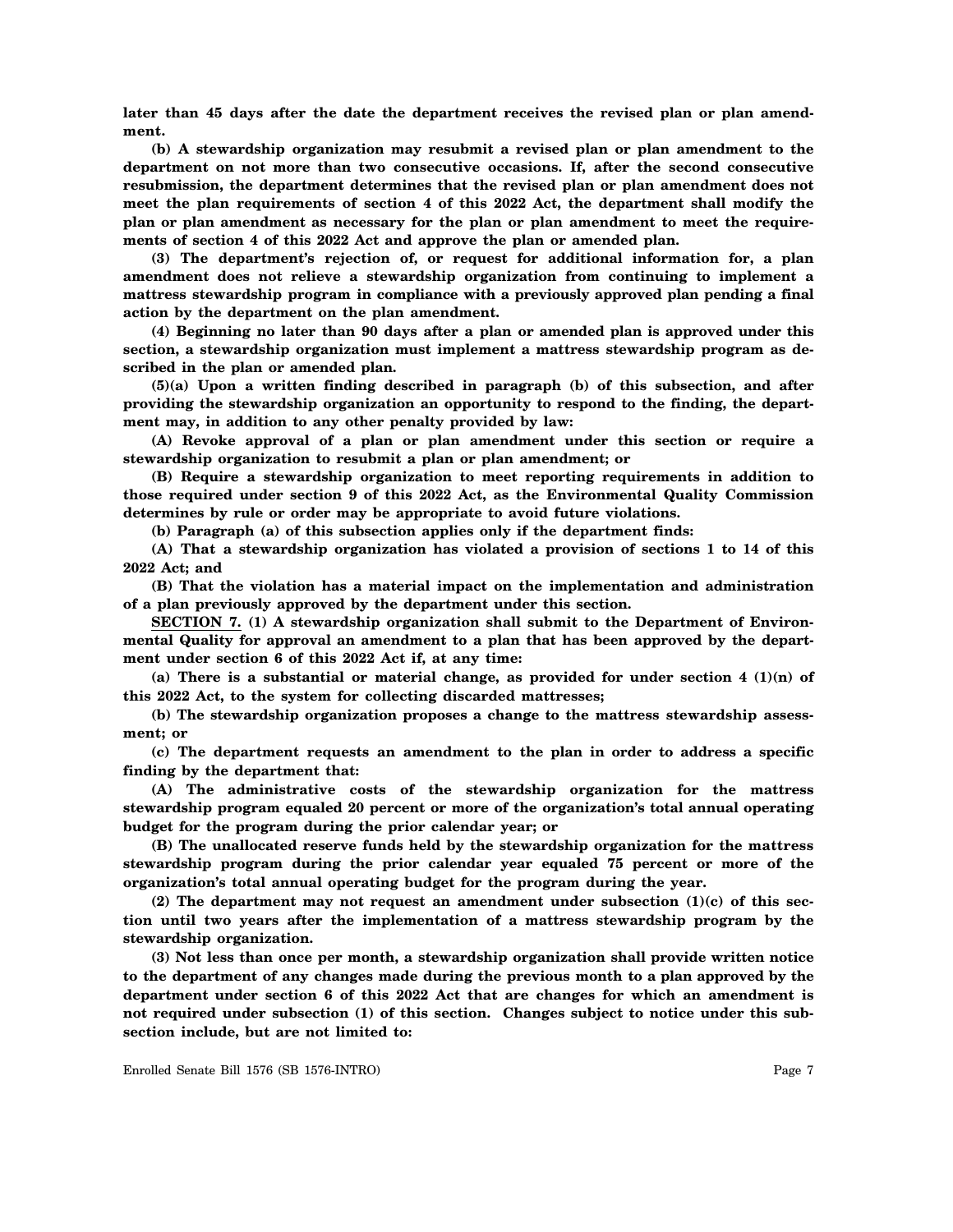**later than 45 days after the date the department receives the revised plan or plan amendment.**

**(b) A stewardship organization may resubmit a revised plan or plan amendment to the department on not more than two consecutive occasions. If, after the second consecutive resubmission, the department determines that the revised plan or plan amendment does not meet the plan requirements of section 4 of this 2022 Act, the department shall modify the plan or plan amendment as necessary for the plan or plan amendment to meet the requirements of section 4 of this 2022 Act and approve the plan or amended plan.**

**(3) The department's rejection of, or request for additional information for, a plan amendment does not relieve a stewardship organization from continuing to implement a mattress stewardship program in compliance with a previously approved plan pending a final action by the department on the plan amendment.**

**(4) Beginning no later than 90 days after a plan or amended plan is approved under this section, a stewardship organization must implement a mattress stewardship program as described in the plan or amended plan.**

**(5)(a) Upon a written finding described in paragraph (b) of this subsection, and after providing the stewardship organization an opportunity to respond to the finding, the department may, in addition to any other penalty provided by law:**

**(A) Revoke approval of a plan or plan amendment under this section or require a stewardship organization to resubmit a plan or plan amendment; or**

**(B) Require a stewardship organization to meet reporting requirements in addition to those required under section 9 of this 2022 Act, as the Environmental Quality Commission determines by rule or order may be appropriate to avoid future violations.**

**(b) Paragraph (a) of this subsection applies only if the department finds:**

**(A) That a stewardship organization has violated a provision of sections 1 to 14 of this 2022 Act; and**

**(B) That the violation has a material impact on the implementation and administration of a plan previously approved by the department under this section.**

**SECTION 7. (1) A stewardship organization shall submit to the Department of Environmental Quality for approval an amendment to a plan that has been approved by the department under section 6 of this 2022 Act if, at any time:**

**(a) There is a substantial or material change, as provided for under section 4 (1)(n) of this 2022 Act, to the system for collecting discarded mattresses;**

**(b) The stewardship organization proposes a change to the mattress stewardship assessment; or**

**(c) The department requests an amendment to the plan in order to address a specific finding by the department that:**

**(A) The administrative costs of the stewardship organization for the mattress stewardship program equaled 20 percent or more of the organization's total annual operating budget for the program during the prior calendar year; or**

**(B) The unallocated reserve funds held by the stewardship organization for the mattress stewardship program during the prior calendar year equaled 75 percent or more of the organization's total annual operating budget for the program during the year.**

**(2) The department may not request an amendment under subsection (1)(c) of this section until two years after the implementation of a mattress stewardship program by the stewardship organization.**

**(3) Not less than once per month, a stewardship organization shall provide written notice to the department of any changes made during the previous month to a plan approved by the department under section 6 of this 2022 Act that are changes for which an amendment is not required under subsection (1) of this section. Changes subject to notice under this subsection include, but are not limited to:**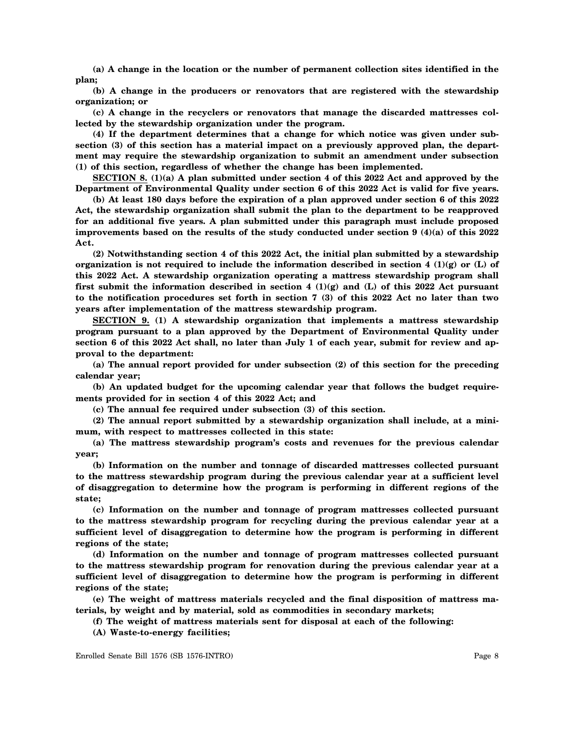**(a) A change in the location or the number of permanent collection sites identified in the plan;**

**(b) A change in the producers or renovators that are registered with the stewardship organization; or**

**(c) A change in the recyclers or renovators that manage the discarded mattresses collected by the stewardship organization under the program.**

**(4) If the department determines that a change for which notice was given under subsection (3) of this section has a material impact on a previously approved plan, the department may require the stewardship organization to submit an amendment under subsection (1) of this section, regardless of whether the change has been implemented.**

**<u>SECTION 8.</u> (1)(a) A plan submitted under section 4 of this 2022 Act and approved by the Department of Environmental Quality under section 6 of this 2022 Act is valid for five years.**

**(b) At least 180 days before the expiration of a plan approved under section 6 of this 2022 Act, the stewardship organization shall submit the plan to the department to be reapproved for an additional five years. A plan submitted under this paragraph must include proposed improvements based on the results of the study conducted under section 9 (4)(a) of this 2022 Act.**

**(2) Notwithstanding section 4 of this 2022 Act, the initial plan submitted by a stewardship organization is not required to include the information described in section 4 (1)(g) or (L) of this 2022 Act. A stewardship organization operating a mattress stewardship program shall first submit the information described in section 4 (1)(g) and (L) of this 2022 Act pursuant to the notification procedures set forth in section 7 (3) of this 2022 Act no later than two years after implementation of the mattress stewardship program.**

**<u>SECTION 9.</u> (1) A stewardship organization that implements a mattress stewardship program pursuant to a plan approved by the Department of Environmental Quality under section 6 of this 2022 Act shall, no later than July 1 of each year, submit for review and approval to the department:**

**(a) The annual report provided for under subsection (2) of this section for the preceding calendar year;**

**(b) An updated budget for the upcoming calendar year that follows the budget requirements provided for in section 4 of this 2022 Act; and**

**(c) The annual fee required under subsection (3) of this section.**

**(2) The annual report submitted by a stewardship organization shall include, at a minimum, with respect to mattresses collected in this state:**

**(a) The mattress stewardship program's costs and revenues for the previous calendar year;**

**(b) Information on the number and tonnage of discarded mattresses collected pursuant to the mattress stewardship program during the previous calendar year at a sufficient level of disaggregation to determine how the program is performing in different regions of the state;**

**(c) Information on the number and tonnage of program mattresses collected pursuant to the mattress stewardship program for recycling during the previous calendar year at a sufficient level of disaggregation to determine how the program is performing in different regions of the state;**

**(d) Information on the number and tonnage of program mattresses collected pursuant to the mattress stewardship program for renovation during the previous calendar year at a sufficient level of disaggregation to determine how the program is performing in different regions of the state;**

**(e) The weight of mattress materials recycled and the final disposition of mattress materials, by weight and by material, sold as commodities in secondary markets;**

**(f) The weight of mattress materials sent for disposal at each of the following:**

**(A) Waste-to-energy facilities;**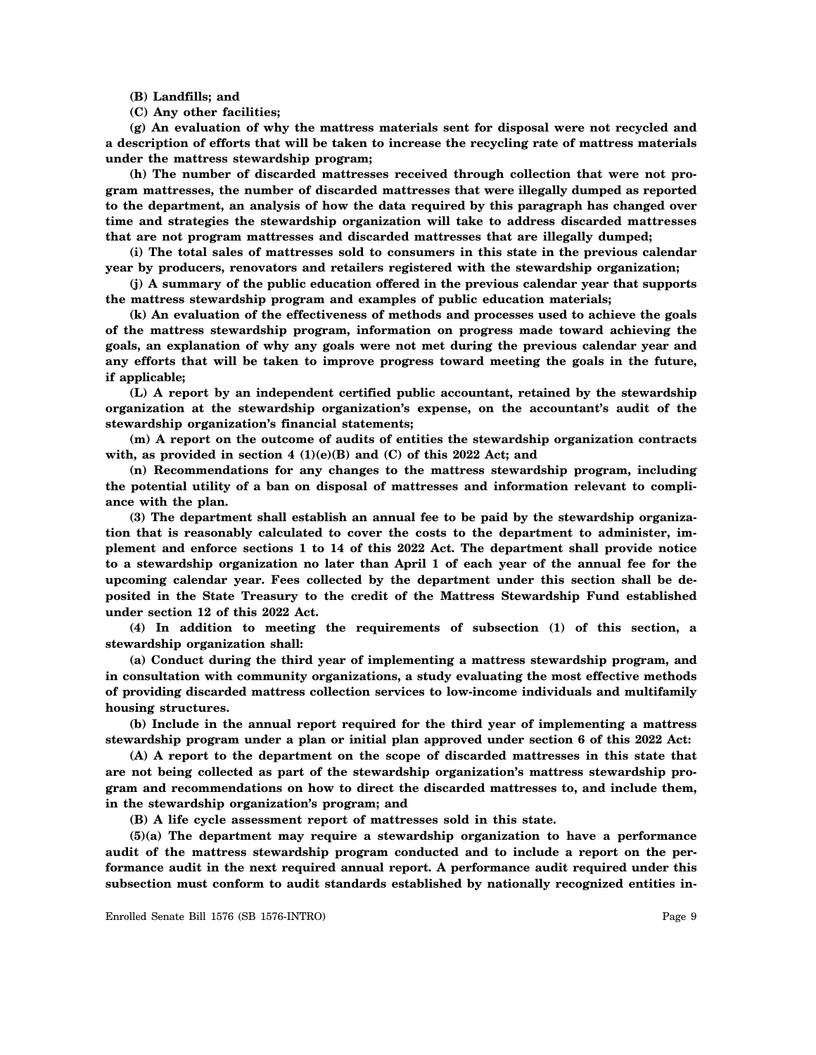**(B) Landfills; and**

**(C) Any other facilities;**

**(g) An evaluation of why the mattress materials sent for disposal were not recycled and a description of efforts that will be taken to increase the recycling rate of mattress materials under the mattress stewardship program;**

**(h) The number of discarded mattresses received through collection that were not program mattresses, the number of discarded mattresses that were illegally dumped as reported to the department, an analysis of how the data required by this paragraph has changed over time and strategies the stewardship organization will take to address discarded mattresses that are not program mattresses and discarded mattresses that are illegally dumped;**

**(i) The total sales of mattresses sold to consumers in this state in the previous calendar year by producers, renovators and retailers registered with the stewardship organization;**

**(j) A summary of the public education offered in the previous calendar year that supports the mattress stewardship program and examples of public education materials;**

**(k) An evaluation of the effectiveness of methods and processes used to achieve the goals of the mattress stewardship program, information on progress made toward achieving the goals, an explanation of why any goals were not met during the previous calendar year and any efforts that will be taken to improve progress toward meeting the goals in the future, if applicable;**

**(L) A report by an independent certified public accountant, retained by the stewardship organization at the stewardship organization's expense, on the accountant's audit of the stewardship organization's financial statements;**

**(m) A report on the outcome of audits of entities the stewardship organization contracts with, as provided in section 4 (1)(e)(B) and (C) of this 2022 Act; and**

**(n) Recommendations for any changes to the mattress stewardship program, including the potential utility of a ban on disposal of mattresses and information relevant to compliance with the plan.**

**(3) The department shall establish an annual fee to be paid by the stewardship organization that is reasonably calculated to cover the costs to the department to administer, implement and enforce sections 1 to 14 of this 2022 Act. The department shall provide notice to a stewardship organization no later than April 1 of each year of the annual fee for the upcoming calendar year. Fees collected by the department under this section shall be deposited in the State Treasury to the credit of the Mattress Stewardship Fund established under section 12 of this 2022 Act.**

**(4) In addition to meeting the requirements of subsection (1) of this section, a stewardship organization shall:**

**(a) Conduct during the third year of implementing a mattress stewardship program, and in consultation with community organizations, a study evaluating the most effective methods of providing discarded mattress collection services to low-income individuals and multifamily housing structures.**

**(b) Include in the annual report required for the third year of implementing a mattress stewardship program under a plan or initial plan approved under section 6 of this 2022 Act:**

**(A) A report to the department on the scope of discarded mattresses in this state that are not being collected as part of the stewardship organization's mattress stewardship program and recommendations on how to direct the discarded mattresses to, and include them, in the stewardship organization's program; and**

**(B) A life cycle assessment report of mattresses sold in this state.**

**(5)(a) The department may require a stewardship organization to have a performance audit of the mattress stewardship program conducted and to include a report on the performance audit in the next required annual report. A performance audit required under this subsection must conform to audit standards established by nationally recognized entities in-**

Enrolled Senate Bill 1576 (SB 1576-INTRO)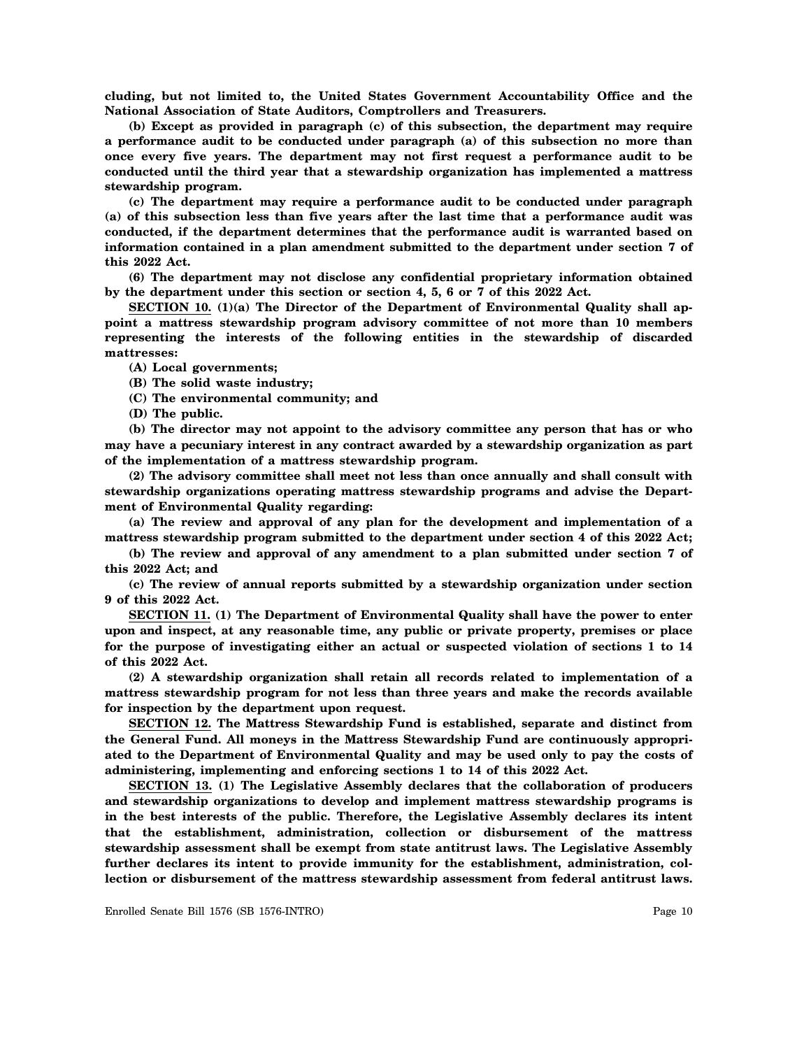**cluding, but not limited to, the United States Government Accountability Office and the National Association of State Auditors, Comptrollers and Treasurers.**

**(b) Except as provided in paragraph (c) of this subsection, the department may require a performance audit to be conducted under paragraph (a) of this subsection no more than once every five years. The department may not first request a performance audit to be conducted until the third year that a stewardship organization has implemented a mattress stewardship program.**

**(c) The department may require a performance audit to be conducted under paragraph (a) of this subsection less than five years after the last time that a performance audit was conducted, if the department determines that the performance audit is warranted based on information contained in a plan amendment submitted to the department under section 7 of this 2022 Act.**

**(6) The department may not disclose any confidential proprietary information obtained by the department under this section or section 4, 5, 6 or 7 of this 2022 Act.**

**SECTION 10. (1)(a) The Director of the Department of Environmental Quality shall appoint a mattress stewardship program advisory committee of not more than 10 members representing the interests of the following entities in the stewardship of discarded mattresses:**

**(A) Local governments;**

**(B) The solid waste industry;**

**(C) The environmental community; and**

**(D) The public.**

**(b) The director may not appoint to the advisory committee any person that has or who may have a pecuniary interest in any contract awarded by a stewardship organization as part of the implementation of a mattress stewardship program.**

**(2) The advisory committee shall meet not less than once annually and shall consult with stewardship organizations operating mattress stewardship programs and advise the Department of Environmental Quality regarding:**

**(a) The review and approval of any plan for the development and implementation of a mattress stewardship program submitted to the department under section 4 of this 2022 Act;**

**(b) The review and approval of any amendment to a plan submitted under section 7 of this 2022 Act; and**

**(c) The review of annual reports submitted by a stewardship organization under section 9 of this 2022 Act.**

**SECTION 11. (1) The Department of Environmental Quality shall have the power to enter upon and inspect, at any reasonable time, any public or private property, premises or place for the purpose of investigating either an actual or suspected violation of sections 1 to 14 of this 2022 Act.**

**(2) A stewardship organization shall retain all records related to implementation of a mattress stewardship program for not less than three years and make the records available for inspection by the department upon request.**

**SECTION 12. The Mattress Stewardship Fund is established, separate and distinct from the General Fund. All moneys in the Mattress Stewardship Fund are continuously appropriated to the Department of Environmental Quality and may be used only to pay the costs of administering, implementing and enforcing sections 1 to 14 of this 2022 Act.**

**SECTION 13. (1) The Legislative Assembly declares that the collaboration of producers and stewardship organizations to develop and implement mattress stewardship programs is in the best interests of the public. Therefore, the Legislative Assembly declares its intent that the establishment, administration, collection or disbursement of the mattress stewardship assessment shall be exempt from state antitrust laws. The Legislative Assembly further declares its intent to provide immunity for the establishment, administration, collection or disbursement of the mattress stewardship assessment from federal antitrust laws.**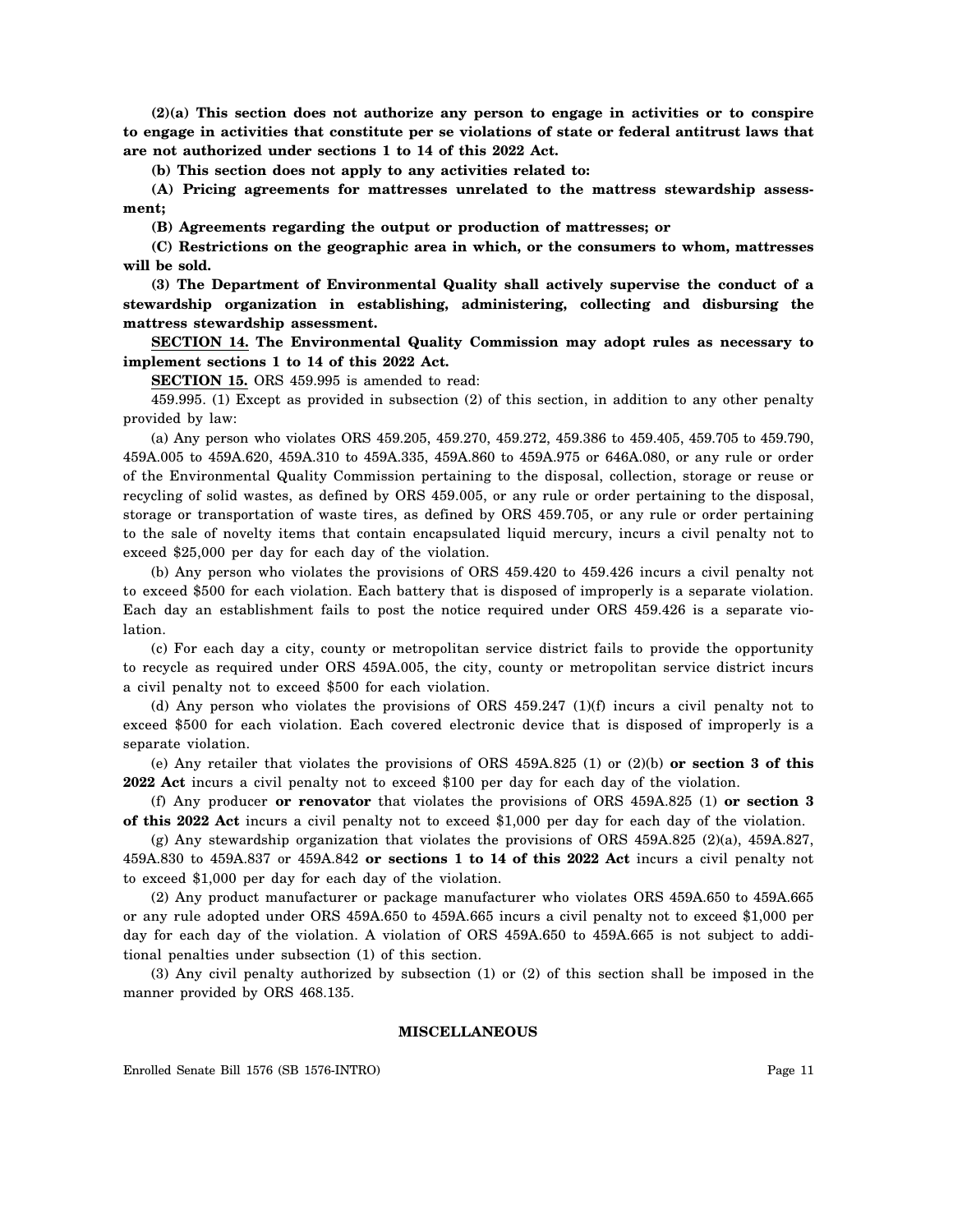**(2)(a) This section does not authorize any person to engage in activities or to conspire to engage in activities that constitute per se violations of state or federal antitrust laws that are not authorized under sections 1 to 14 of this 2022 Act.**

**(b) This section does not apply to any activities related to:**

**(A) Pricing agreements for mattresses unrelated to the mattress stewardship assessment;**

**(B) Agreements regarding the output or production of mattresses; or**

**(C) Restrictions on the geographic area in which, or the consumers to whom, mattresses will be sold.**

**(3) The Department of Environmental Quality shall actively supervise the conduct of a stewardship organization in establishing, administering, collecting and disbursing the mattress stewardship assessment.**

**SECTION 14. The Environmental Quality Commission may adopt rules as necessary to implement sections 1 to 14 of this 2022 Act.**

**SECTION 15.** ORS 459.995 is amended to read:

459.995. (1) Except as provided in subsection (2) of this section, in addition to any other penalty provided by law:

(a) Any person who violates ORS 459.205, 459.270, 459.272, 459.386 to 459.405, 459.705 to 459.790, 459A.005 to 459A.620, 459A.310 to 459A.335, 459A.860 to 459A.975 or 646A.080, or any rule or order of the Environmental Quality Commission pertaining to the disposal, collection, storage or reuse or recycling of solid wastes, as defined by ORS 459.005, or any rule or order pertaining to the disposal, storage or transportation of waste tires, as defined by ORS 459.705, or any rule or order pertaining to the sale of novelty items that contain encapsulated liquid mercury, incurs a civil penalty not to exceed $25,000 per day for each day of the violation.

(b) Any person who violates the provisions of ORS 459.420 to 459.426 incurs a civil penalty not to exceed $500 for each violation. Each battery that is disposed of improperly is a separate violation. Each day an establishment fails to post the notice required under ORS 459.426 is a separate violation.

(c) For each day a city, county or metropolitan service district fails to provide the opportunity to recycle as required under ORS 459A.005, the city, county or metropolitan service district incurs a civil penalty not to exceed $500 for each violation.

(d) Any person who violates the provisions of ORS 459.247 (1)(f) incurs a civil penalty not to exceed $500 for each violation. Each covered electronic device that is disposed of improperly is a separate violation.

(e) Any retailer that violates the provisions of ORS 459A.825 (1) or (2)(b) **or section 3 of this 2022 Act** incurs a civil penalty not to exceed $100 per day for each day of the violation.

(f) Any producer **or renovator** that violates the provisions of ORS 459A.825 (1) **or section 3 of this 2022 Act** incurs a civil penalty not to exceed $1,000 per day for each day of the violation.

(g) Any stewardship organization that violates the provisions of ORS 459A.825 (2)(a), 459A.827, 459A.830 to 459A.837 or 459A.842 **or sections 1 to 14 of this 2022 Act** incurs a civil penalty not to exceed $1,000 per day for each day of the violation.

(2) Any product manufacturer or package manufacturer who violates ORS 459A.650 to 459A.665 or any rule adopted under ORS 459A.650 to 459A.665 incurs a civil penalty not to exceed $1,000 per day for each day of the violation. A violation of ORS 459A.650 to 459A.665 is not subject to additional penalties under subsection (1) of this section.

(3) Any civil penalty authorized by subsection (1) or (2) of this section shall be imposed in the manner provided by ORS 468.135.

## MISCELLANEOUS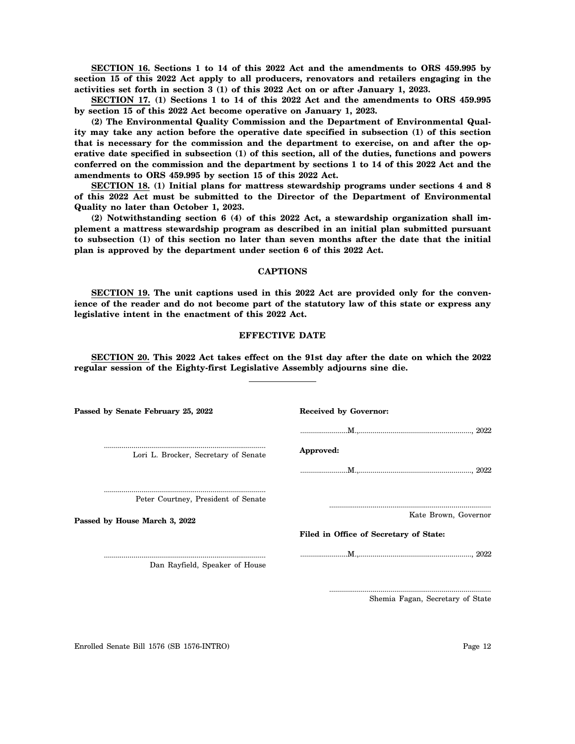**SECTION 16. Sections 1 to 14 of this 2022 Act and the amendments to ORS 459.995 by section 15 of this 2022 Act apply to all producers, renovators and retailers engaging in the activities set forth in section 3 (1) of this 2022 Act on or after January 1, 2023.**

**SECTION 17. (1) Sections 1 to 14 of this 2022 Act and the amendments to ORS 459.995 by section 15 of this 2022 Act become operative on January 1, 2023.**

**(2) The Environmental Quality Commission and the Department of Environmental Quality may take any action before the operative date specified in subsection (1) of this section that is necessary for the commission and the department to exercise, on and after the operative date specified in subsection (1) of this section, all of the duties, functions and powers conferred on the commission and the department by sections 1 to 14 of this 2022 Act and the amendments to ORS 459.995 by section 15 of this 2022 Act.**

**SECTION 18. (1) Initial plans for mattress stewardship programs under sections 4 and 8 of this 2022 Act must be submitted to the Director of the Department of Environmental Quality no later than October 1, 2023.**

**(2) Notwithstanding section 6 (4) of this 2022 Act, a stewardship organization shall implement a mattress stewardship program as described in an initial plan submitted pursuant to subsection (1) of this section no later than seven months after the date that the initial plan is approved by the department under section 6 of this 2022 Act.**

**CAPTIONS**

**SECTION 19. The unit captions used in this 2022 Act are provided only for the convenience of the reader and do not become part of the statutory law of this state or express any legislative intent in the enactment of this 2022 Act.**

**EFFECTIVE DATE**

**SECTION 20. This 2022 Act takes effect on the 91st day after the date on which the 2022 regular session of the Eighty-first Legislative Assembly adjourns sine die.**

---

**Passed by Senate February 25, 2022**

.................................................................................
Lori L. Brocker, Secretary of Senate

.................................................................................
Peter Courtney, President of Senate

**Passed by House March 3, 2022**

.................................................................................
Dan Rayfield, Speaker of House

**Received by Governor:**

........................M.,.........................................................., 2022

**Approved:**

........................M.,.........................................................., 2022

.................................................................................
Kate Brown, Governor

**Filed in Office of Secretary of State:**

........................M.,.........................................................., 2022

.................................................................................
Shemia Fagan, Secretary of State

Enrolled Senate Bill 1576 (SB 1576-INTRO)